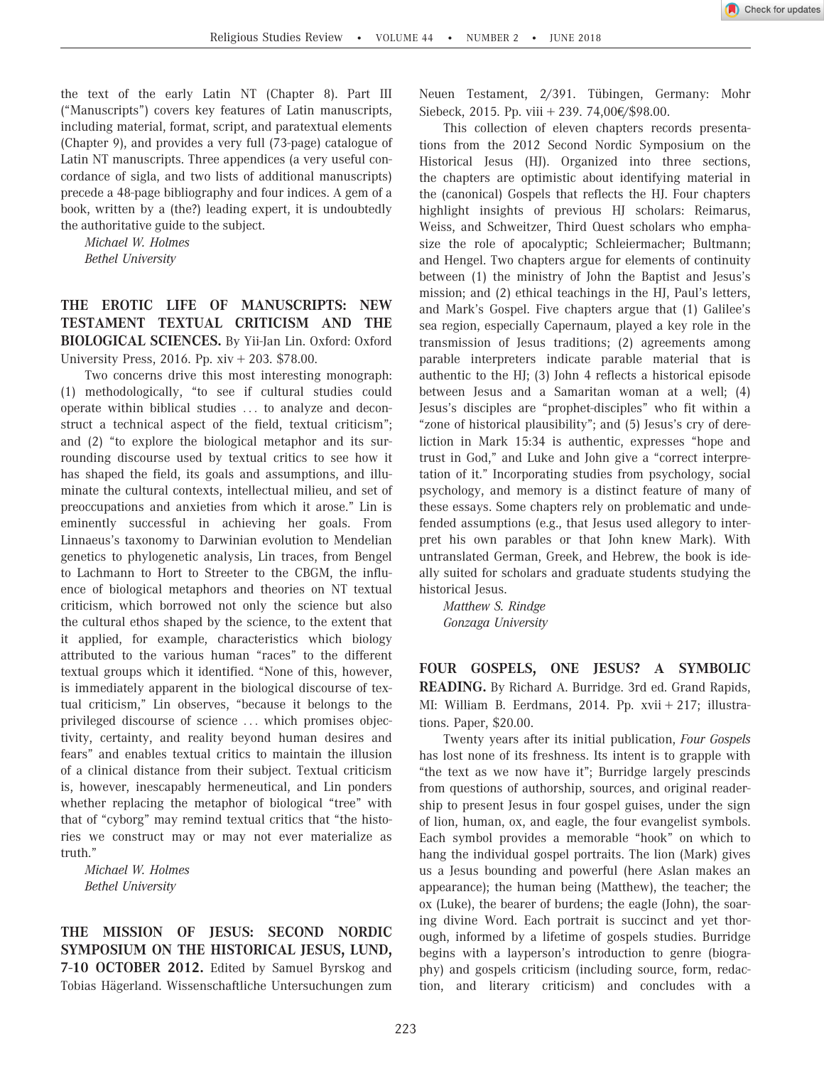the text of the early Latin NT (Chapter 8). Part III ("Manuscripts") covers key features of Latin manuscripts, including material, format, script, and paratextual elements (Chapter 9), and provides a very full (73-page) catalogue of Latin NT manuscripts. Three appendices (a very useful concordance of sigla, and two lists of additional manuscripts) precede a 48-page bibliography and four indices. A gem of a book, written by a (the?) leading expert, it is undoubtedly the authoritative guide to the subject.

*Michael W. Holmes*
*Bethel University*

**THE EROTIC LIFE OF MANUSCRIPTS: NEW TESTAMENT TEXTUAL CRITICISM AND THE BIOLOGICAL SCIENCES.** By Yii-Jan Lin. Oxford: Oxford University Press, 2016. Pp. xiv + 203. $78.00.

Two concerns drive this most interesting monograph: (1) methodologically, "to see if cultural studies could operate within biblical studies ... to analyze and deconstruct a technical aspect of the field, textual criticism"; and (2) "to explore the biological metaphor and its surrounding discourse used by textual critics to see how it has shaped the field, its goals and assumptions, and illuminate the cultural contexts, intellectual milieu, and set of preoccupations and anxieties from which it arose." Lin is eminently successful in achieving her goals. From Linnaeus's taxonomy to Darwinian evolution to Mendelian genetics to phylogenetic analysis, Lin traces, from Bengel to Lachmann to Hort to Streeter to the CBGM, the influence of biological metaphors and theories on NT textual criticism, which borrowed not only the science but also the cultural ethos shaped by the science, to the extent that it applied, for example, characteristics which biology attributed to the various human "races" to the different textual groups which it identified. "None of this, however, is immediately apparent in the biological discourse of textual criticism," Lin observes, "because it belongs to the privileged discourse of science ... which promises objectivity, certainty, and reality beyond human desires and fears" and enables textual critics to maintain the illusion of a clinical distance from their subject. Textual criticism is, however, inescapably hermeneutical, and Lin ponders whether replacing the metaphor of biological "tree" with that of "cyborg" may remind textual critics that "the histories we construct may or may not ever materialize as truth."

*Michael W. Holmes*
*Bethel University*

**THE MISSION OF JESUS: SECOND NORDIC SYMPOSIUM ON THE HISTORICAL JESUS, LUND, 7-10 OCTOBER 2012.** Edited by Samuel Byrskog and Tobias Hägerland. Wissenschaftliche Untersuchungen zum Neuen Testament, 2/391. Tübingen, Germany: Mohr Siebeck, 2015. Pp. viii + 239. 74,00€/$98.00.

This collection of eleven chapters records presentations from the 2012 Second Nordic Symposium on the Historical Jesus (HJ). Organized into three sections, the chapters are optimistic about identifying material in the (canonical) Gospels that reflects the HJ. Four chapters highlight insights of previous HJ scholars: Reimarus, Weiss, and Schweitzer, Third Quest scholars who emphasize the role of apocalyptic; Schleiermacher; Bultmann; and Hengel. Two chapters argue for elements of continuity between (1) the ministry of John the Baptist and Jesus's mission; and (2) ethical teachings in the HJ, Paul's letters, and Mark's Gospel. Five chapters argue that (1) Galilee's sea region, especially Capernaum, played a key role in the transmission of Jesus traditions; (2) agreements among parable interpreters indicate parable material that is authentic to the HJ; (3) John 4 reflects a historical episode between Jesus and a Samaritan woman at a well; (4) Jesus's disciples are "prophet-disciples" who fit within a "zone of historical plausibility"; and (5) Jesus's cry of dereliction in Mark 15:34 is authentic, expresses "hope and trust in God," and Luke and John give a "correct interpretation of it." Incorporating studies from psychology, social psychology, and memory is a distinct feature of many of these essays. Some chapters rely on problematic and undefended assumptions (e.g., that Jesus used allegory to interpret his own parables or that John knew Mark). With untranslated German, Greek, and Hebrew, the book is ideally suited for scholars and graduate students studying the historical Jesus.

*Matthew S. Rindge*
*Gonzaga University*

**FOUR GOSPELS, ONE JESUS? A SYMBOLIC READING.** By Richard A. Burridge. 3rd ed. Grand Rapids, MI: William B. Eerdmans, 2014. Pp. xvii + 217; illustrations. Paper, $20.00.

Twenty years after its initial publication, *Four Gospels* has lost none of its freshness. Its intent is to grapple with "the text as we now have it"; Burridge largely prescinds from questions of authorship, sources, and original readership to present Jesus in four gospel guises, under the sign of lion, human, ox, and eagle, the four evangelist symbols. Each symbol provides a memorable "hook" on which to hang the individual gospel portraits. The lion (Mark) gives us a Jesus bounding and powerful (here Aslan makes an appearance); the human being (Matthew), the teacher; the ox (Luke), the bearer of burdens; the eagle (John), the soaring divine Word. Each portrait is succinct and yet thorough, informed by a lifetime of gospels studies. Burridge begins with a layperson's introduction to genre (biography) and gospels criticism (including source, form, redaction, and literary criticism) and concludes with a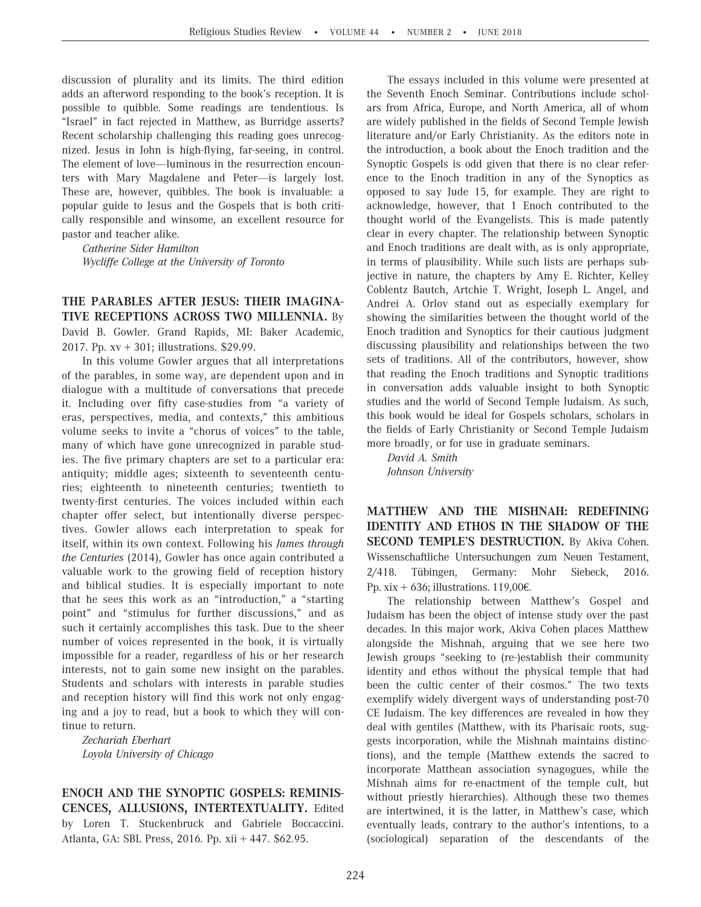discussion of plurality and its limits. The third edition adds an afterword responding to the book's reception. It is possible to quibble. Some readings are tendentious. Is "Israel" in fact rejected in Matthew, as Burridge asserts? Recent scholarship challenging this reading goes unrecognized. Jesus in John is high-flying, far-seeing, in control. The element of love—luminous in the resurrection encounters with Mary Magdalene and Peter—is largely lost. These are, however, quibbles. The book is invaluable: a popular guide to Jesus and the Gospels that is both critically responsible and winsome, an excellent resource for pastor and teacher alike.

*Catherine Sider Hamilton*
*Wycliffe College at the University of Toronto*

**THE PARABLES AFTER JESUS: THEIR IMAGINATIVE RECEPTIONS ACROSS TWO MILLENNIA.** By David B. Gowler. Grand Rapids, MI: Baker Academic, 2017. Pp. xv + 301; illustrations. $29.99.

In this volume Gowler argues that all interpretations of the parables, in some way, are dependent upon and in dialogue with a multitude of conversations that precede it. Including over fifty case-studies from "a variety of eras, perspectives, media, and contexts," this ambitious volume seeks to invite a "chorus of voices" to the table, many of which have gone unrecognized in parable studies. The five primary chapters are set to a particular era: antiquity; middle ages; sixteenth to seventeenth centuries; eighteenth to nineteenth centuries; twentieth to twenty-first centuries. The voices included within each chapter offer select, but intentionally diverse perspectives. Gowler allows each interpretation to speak for itself, within its own context. Following his *James through the Centuries* (2014), Gowler has once again contributed a valuable work to the growing field of reception history and biblical studies. It is especially important to note that he sees this work as an "introduction," a "starting point" and "stimulus for further discussions," and as such it certainly accomplishes this task. Due to the sheer number of voices represented in the book, it is virtually impossible for a reader, regardless of his or her research interests, not to gain some new insight on the parables. Students and scholars with interests in parable studies and reception history will find this work not only engaging and a joy to read, but a book to which they will continue to return.

*Zechariah Eberhart*
*Loyola University of Chicago*

**ENOCH AND THE SYNOPTIC GOSPELS: REMINISCENCES, ALLUSIONS, INTERTEXTUALITY.** Edited by Loren T. Stuckenbruck and Gabriele Boccaccini. Atlanta, GA: SBL Press, 2016. Pp. xii + 447. $62.95.

The essays included in this volume were presented at the Seventh Enoch Seminar. Contributions include scholars from Africa, Europe, and North America, all of whom are widely published in the fields of Second Temple Jewish literature and/or Early Christianity. As the editors note in the introduction, a book about the Enoch tradition and the Synoptic Gospels is odd given that there is no clear reference to the Enoch tradition in any of the Synoptics as opposed to say Jude 15, for example. They are right to acknowledge, however, that 1 Enoch contributed to the thought world of the Evangelists. This is made patently clear in every chapter. The relationship between Synoptic and Enoch traditions are dealt with, as is only appropriate, in terms of plausibility. While such lists are perhaps subjective in nature, the chapters by Amy E. Richter, Kelley Coblentz Bautch, Artchie T. Wright, Joseph L. Angel, and Andrei A. Orlov stand out as especially exemplary for showing the similarities between the thought world of the Enoch tradition and Synoptics for their cautious judgment discussing plausibility and relationships between the two sets of traditions. All of the contributors, however, show that reading the Enoch traditions and Synoptic traditions in conversation adds valuable insight to both Synoptic studies and the world of Second Temple Judaism. As such, this book would be ideal for Gospels scholars, scholars in the fields of Early Christianity or Second Temple Judaism more broadly, or for use in graduate seminars.

*David A. Smith*
*Johnson University*

**MATTHEW AND THE MISHNAH: REDEFINING IDENTITY AND ETHOS IN THE SHADOW OF THE SECOND TEMPLE'S DESTRUCTION.** By Akiva Cohen. Wissenschaftliche Untersuchungen zum Neuen Testament, 2/418. Tübingen, Germany: Mohr Siebeck, 2016. Pp. xix + 636; illustrations. 119,00€.

The relationship between Matthew's Gospel and Judaism has been the object of intense study over the past decades. In this major work, Akiva Cohen places Matthew alongside the Mishnah, arguing that we see here two Jewish groups "seeking to (re-)establish their community identity and ethos without the physical temple that had been the cultic center of their cosmos." The two texts exemplify widely divergent ways of understanding post-70 CE Judaism. The key differences are revealed in how they deal with gentiles (Matthew, with its Pharisaic roots, suggests incorporation, while the Mishnah maintains distinctions), and the temple (Matthew extends the sacred to incorporate Matthean association synagogues, while the Mishnah aims for re-enactment of the temple cult, but without priestly hierarchies). Although these two themes are intertwined, it is the latter, in Matthew's case, which eventually leads, contrary to the author's intentions, to a (sociological) separation of the descendants of the